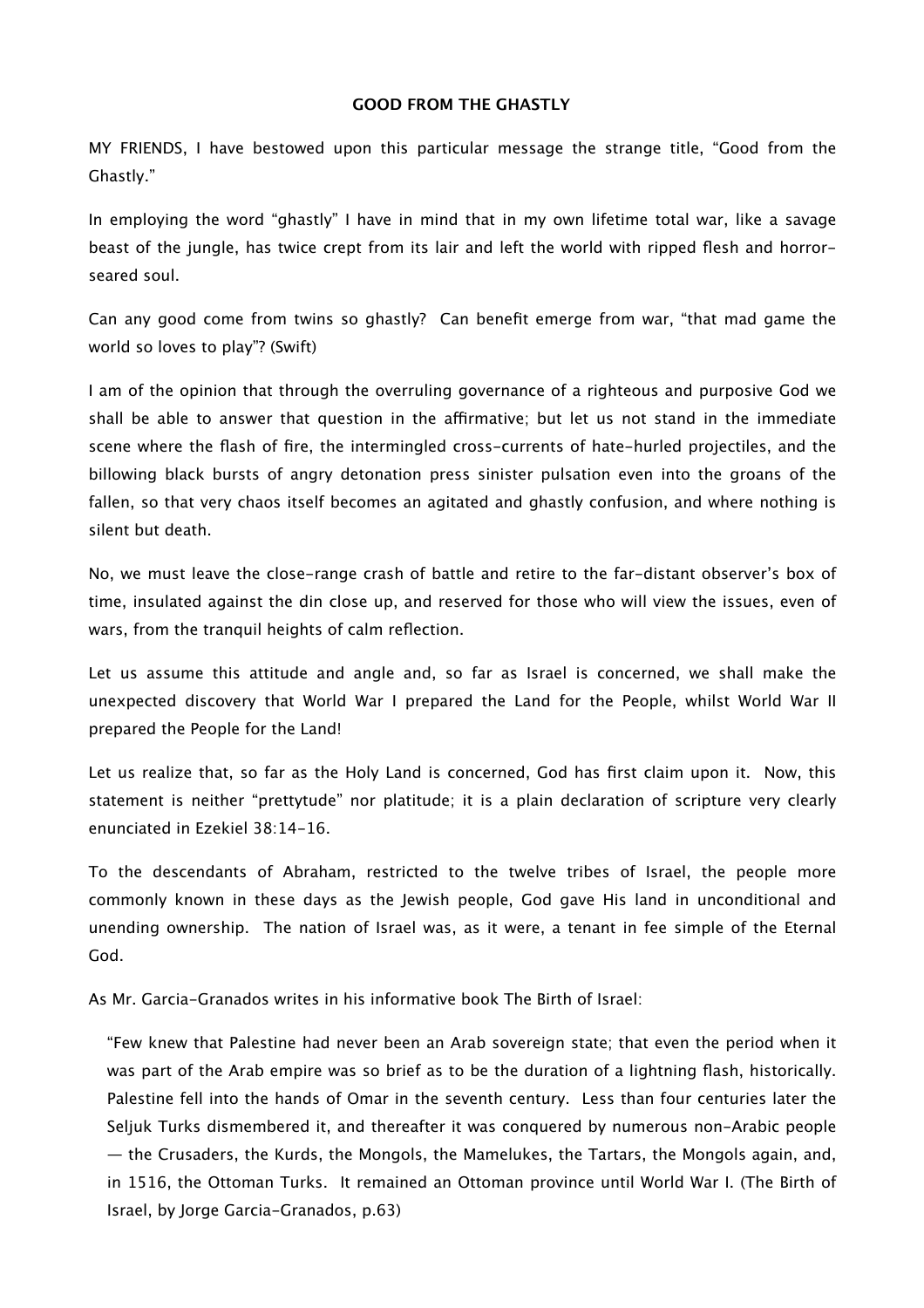# GOOD FROM THE GHASTLY

MY FRIENDS, I have bestowed upon this particular message the strange title, "Good from the Ghastly."

In employing the word "ghastly" I have in mind that in my own lifetime total war, like a savage beast of the jungle, has twice crept from its lair and left the world with ripped flesh and horror-seared soul.

Can any good come from twins so ghastly? Can benefit emerge from war, "that mad game the world so loves to play"? (Swift)

I am of the opinion that through the overruling governance of a righteous and purposive God we shall be able to answer that question in the affirmative; but let us not stand in the immediate scene where the flash of fire, the intermingled cross-currents of hate-hurled projectiles, and the billowing black bursts of angry detonation press sinister pulsation even into the groans of the fallen, so that very chaos itself becomes an agitated and ghastly confusion, and where nothing is silent but death.

No, we must leave the close-range crash of battle and retire to the far-distant observer's box of time, insulated against the din close up, and reserved for those who will view the issues, even of wars, from the tranquil heights of calm reflection.

Let us assume this attitude and angle and, so far as Israel is concerned, we shall make the unexpected discovery that World War I prepared the Land for the People, whilst World War II prepared the People for the Land!

Let us realize that, so far as the Holy Land is concerned, God has first claim upon it. Now, this statement is neither "prettytude" nor platitude; it is a plain declaration of scripture very clearly enunciated in Ezekiel 38:14-16.

To the descendants of Abraham, restricted to the twelve tribes of Israel, the people more commonly known in these days as the Jewish people, God gave His land in unconditional and unending ownership. The nation of Israel was, as it were, a tenant in fee simple of the Eternal God.

As Mr. Garcia-Granados writes in his informative book The Birth of Israel:

> "Few knew that Palestine had never been an Arab sovereign state; that even the period when it was part of the Arab empire was so brief as to be the duration of a lightning flash, historically. Palestine fell into the hands of Omar in the seventh century. Less than four centuries later the Seljuk Turks dismembered it, and thereafter it was conquered by numerous non-Arabic people — the Crusaders, the Kurds, the Mongols, the Mamelukes, the Tartars, the Mongols again, and, in 1516, the Ottoman Turks. It remained an Ottoman province until World War I. (The Birth of Israel, by Jorge Garcia-Granados, p.63)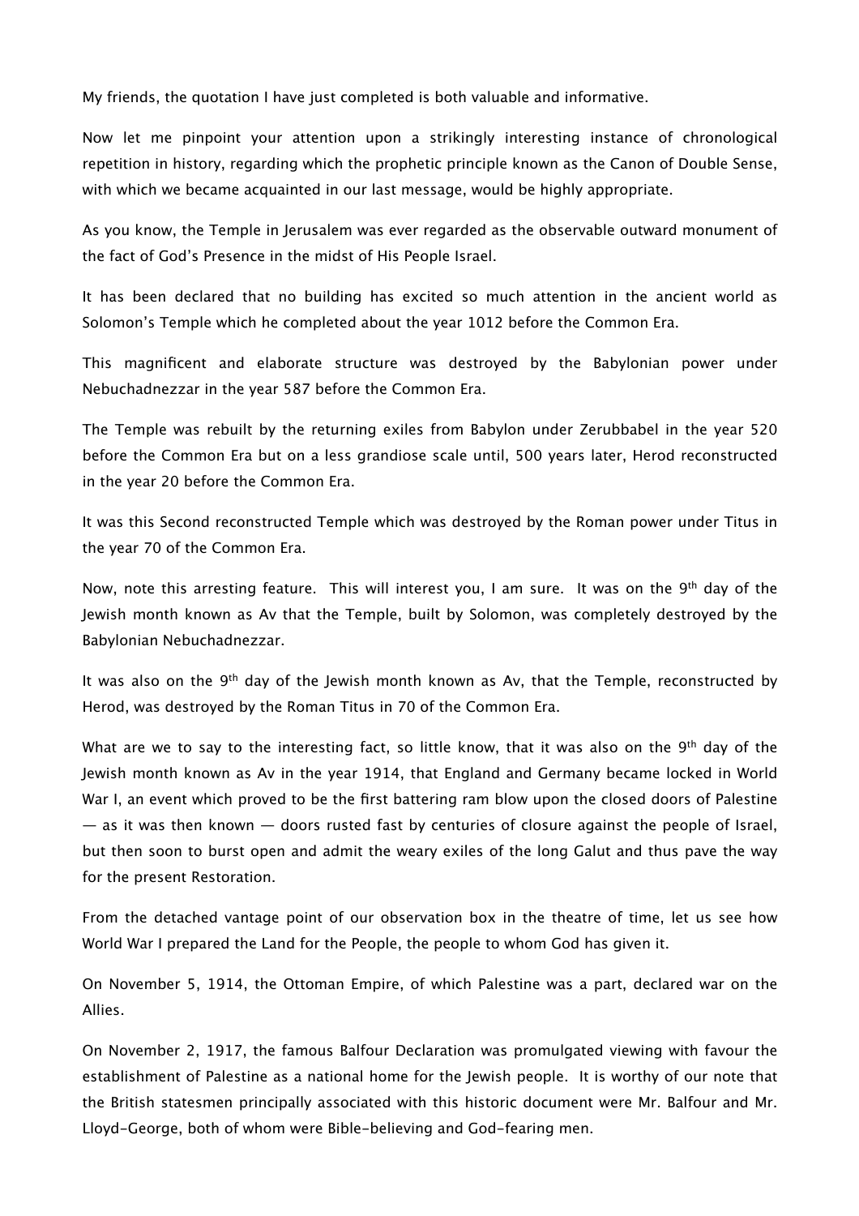My friends, the quotation I have just completed is both valuable and informative.

Now let me pinpoint your attention upon a strikingly interesting instance of chronological repetition in history, regarding which the prophetic principle known as the Canon of Double Sense, with which we became acquainted in our last message, would be highly appropriate.

As you know, the Temple in Jerusalem was ever regarded as the observable outward monument of the fact of God's Presence in the midst of His People Israel.

It has been declared that no building has excited so much attention in the ancient world as Solomon's Temple which he completed about the year 1012 before the Common Era.

This magnificent and elaborate structure was destroyed by the Babylonian power under Nebuchadnezzar in the year 587 before the Common Era.

The Temple was rebuilt by the returning exiles from Babylon under Zerubbabel in the year 520 before the Common Era but on a less grandiose scale until, 500 years later, Herod reconstructed in the year 20 before the Common Era.

It was this Second reconstructed Temple which was destroyed by the Roman power under Titus in the year 70 of the Common Era.

Now, note this arresting feature. This will interest you, I am sure. It was on the 9th day of the Jewish month known as Av that the Temple, built by Solomon, was completely destroyed by the Babylonian Nebuchadnezzar.

It was also on the 9th day of the Jewish month known as Av, that the Temple, reconstructed by Herod, was destroyed by the Roman Titus in 70 of the Common Era.

What are we to say to the interesting fact, so little know, that it was also on the 9th day of the Jewish month known as Av in the year 1914, that England and Germany became locked in World War I, an event which proved to be the first battering ram blow upon the closed doors of Palestine — as it was then known — doors rusted fast by centuries of closure against the people of Israel, but then soon to burst open and admit the weary exiles of the long Galut and thus pave the way for the present Restoration.

From the detached vantage point of our observation box in the theatre of time, let us see how World War I prepared the Land for the People, the people to whom God has given it.

On November 5, 1914, the Ottoman Empire, of which Palestine was a part, declared war on the Allies.

On November 2, 1917, the famous Balfour Declaration was promulgated viewing with favour the establishment of Palestine as a national home for the Jewish people. It is worthy of our note that the British statesmen principally associated with this historic document were Mr. Balfour and Mr. Lloyd-George, both of whom were Bible-believing and God-fearing men.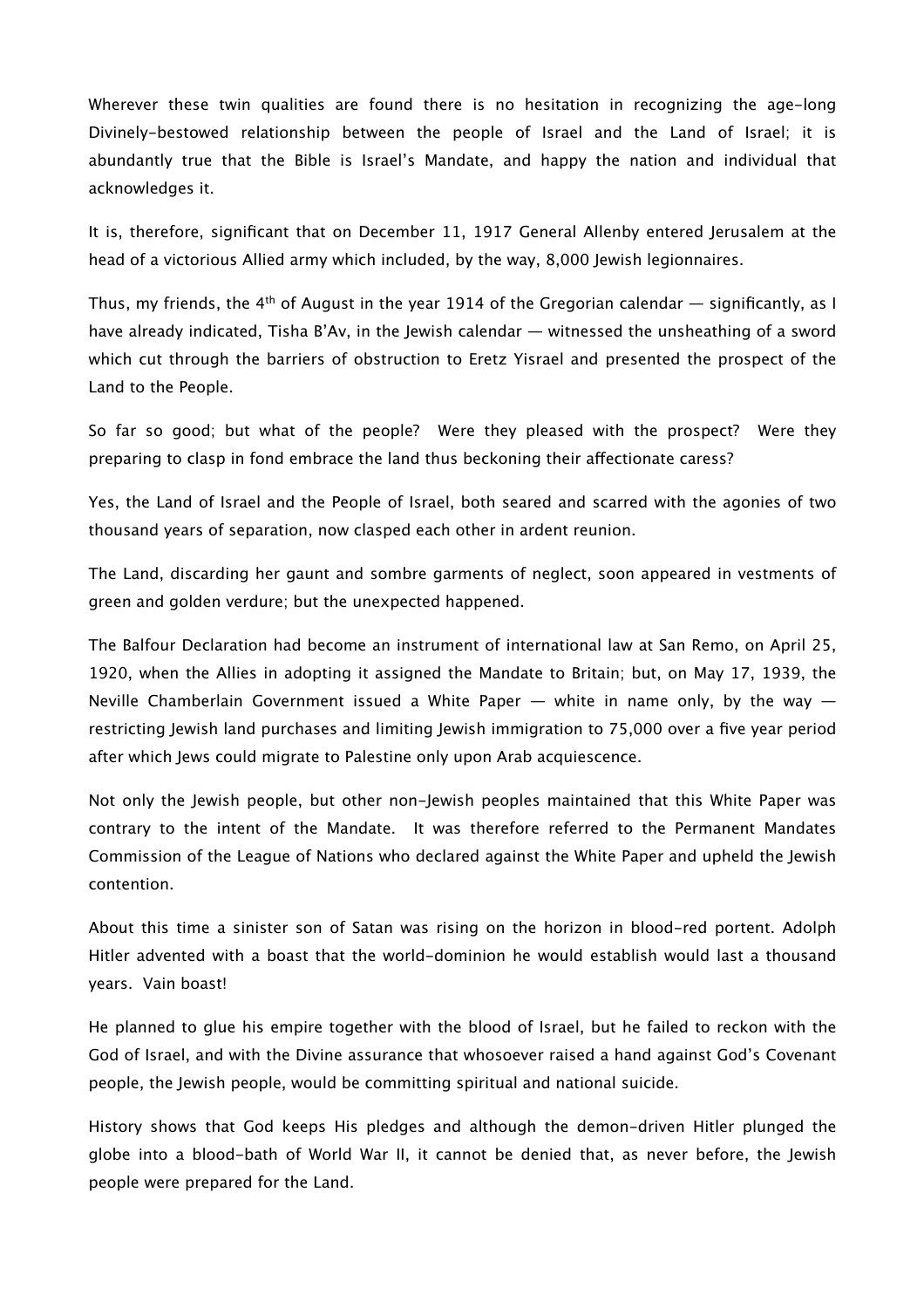Wherever these twin qualities are found there is no hesitation in recognizing the age-long Divinely-bestowed relationship between the people of Israel and the Land of Israel; it is abundantly true that the Bible is Israel's Mandate, and happy the nation and individual that acknowledges it.

It is, therefore, significant that on December 11, 1917 General Allenby entered Jerusalem at the head of a victorious Allied army which included, by the way, 8,000 Jewish legionnaires.

Thus, my friends, the 4th of August in the year 1914 of the Gregorian calendar — significantly, as I have already indicated, Tisha B'Av, in the Jewish calendar — witnessed the unsheathing of a sword which cut through the barriers of obstruction to Eretz Yisrael and presented the prospect of the Land to the People.

So far so good; but what of the people? Were they pleased with the prospect? Were they preparing to clasp in fond embrace the land thus beckoning their affectionate caress?

Yes, the Land of Israel and the People of Israel, both seared and scarred with the agonies of two thousand years of separation, now clasped each other in ardent reunion.

The Land, discarding her gaunt and sombre garments of neglect, soon appeared in vestments of green and golden verdure; but the unexpected happened.

The Balfour Declaration had become an instrument of international law at San Remo, on April 25, 1920, when the Allies in adopting it assigned the Mandate to Britain; but, on May 17, 1939, the Neville Chamberlain Government issued a White Paper — white in name only, by the way — restricting Jewish land purchases and limiting Jewish immigration to 75,000 over a five year period after which Jews could migrate to Palestine only upon Arab acquiescence.

Not only the Jewish people, but other non-Jewish peoples maintained that this White Paper was contrary to the intent of the Mandate. It was therefore referred to the Permanent Mandates Commission of the League of Nations who declared against the White Paper and upheld the Jewish contention.

About this time a sinister son of Satan was rising on the horizon in blood-red portent. Adolph Hitler advented with a boast that the world-dominion he would establish would last a thousand years. Vain boast!

He planned to glue his empire together with the blood of Israel, but he failed to reckon with the God of Israel, and with the Divine assurance that whosoever raised a hand against God's Covenant people, the Jewish people, would be committing spiritual and national suicide.

History shows that God keeps His pledges and although the demon-driven Hitler plunged the globe into a blood-bath of World War II, it cannot be denied that, as never before, the Jewish people were prepared for the Land.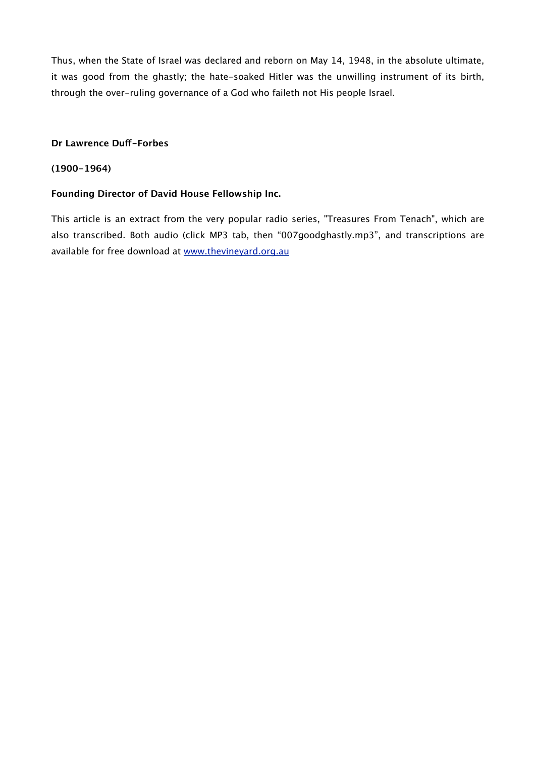Thus, when the State of Israel was declared and reborn on May 14, 1948, in the absolute ultimate, it was good from the ghastly; the hate-soaked Hitler was the unwilling instrument of its birth, through the over-ruling governance of a God who faileth not His people Israel.

**Dr Lawrence Duff-Forbes**

**(1900-1964)**

**Founding Director of David House Fellowship Inc.**

This article is an extract from the very popular radio series, "Treasures From Tenach", which are also transcribed. Both audio (click MP3 tab, then “007goodghastly.mp3”, and transcriptions are available for free download at [www.thevineyard.org.au](http://www.thevineyard.org.au)